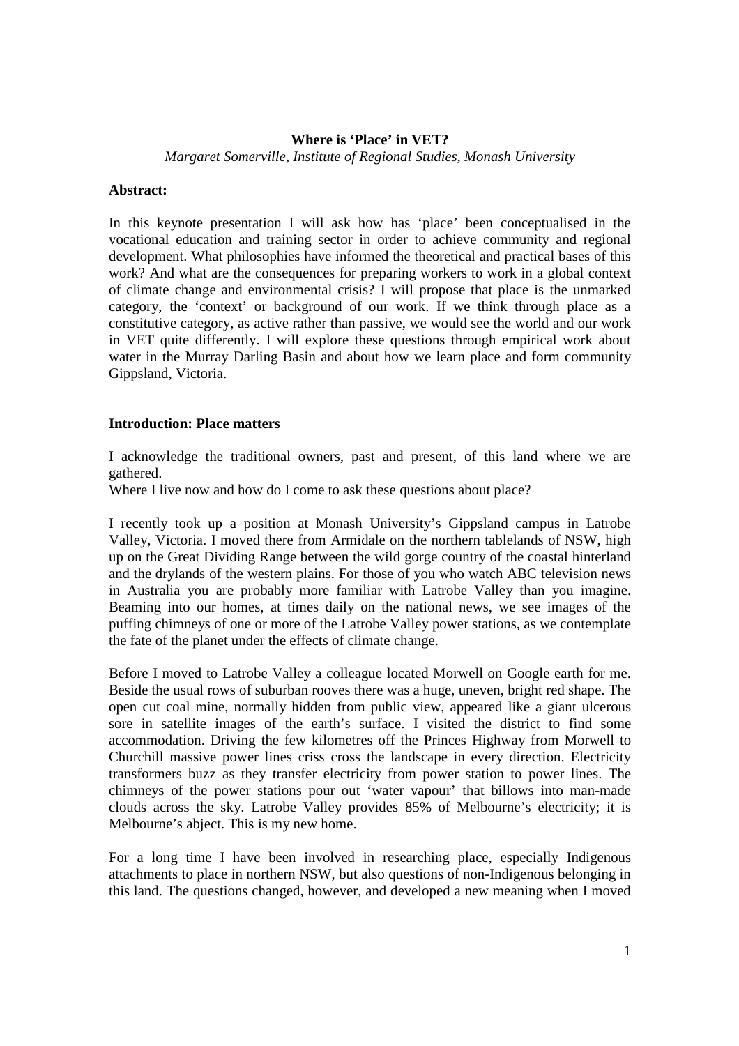**Where is 'Place' in VET?**

*Margaret Somerville, Institute of Regional Studies, Monash University*

**Abstract:**

In this keynote presentation I will ask how has 'place' been conceptualised in the vocational education and training sector in order to achieve community and regional development. What philosophies have informed the theoretical and practical bases of this work? And what are the consequences for preparing workers to work in a global context of climate change and environmental crisis? I will propose that place is the unmarked category, the 'context' or background of our work. If we think through place as a constitutive category, as active rather than passive, we would see the world and our work in VET quite differently. I will explore these questions through empirical work about water in the Murray Darling Basin and about how we learn place and form community Gippsland, Victoria.

**Introduction: Place matters**

I acknowledge the traditional owners, past and present, of this land where we are gathered.

Where I live now and how do I come to ask these questions about place?

I recently took up a position at Monash University's Gippsland campus in Latrobe Valley, Victoria. I moved there from Armidale on the northern tablelands of NSW, high up on the Great Dividing Range between the wild gorge country of the coastal hinterland and the drylands of the western plains. For those of you who watch ABC television news in Australia you are probably more familiar with Latrobe Valley than you imagine. Beaming into our homes, at times daily on the national news, we see images of the puffing chimneys of one or more of the Latrobe Valley power stations, as we contemplate the fate of the planet under the effects of climate change.

Before I moved to Latrobe Valley a colleague located Morwell on Google earth for me. Beside the usual rows of suburban rooves there was a huge, uneven, bright red shape. The open cut coal mine, normally hidden from public view, appeared like a giant ulcerous sore in satellite images of the earth's surface. I visited the district to find some accommodation. Driving the few kilometres off the Princes Highway from Morwell to Churchill massive power lines criss cross the landscape in every direction. Electricity transformers buzz as they transfer electricity from power station to power lines. The chimneys of the power stations pour out 'water vapour' that billows into man-made clouds across the sky. Latrobe Valley provides 85% of Melbourne's electricity; it is Melbourne's abject. This is my new home.

For a long time I have been involved in researching place, especially Indigenous attachments to place in northern NSW, but also questions of non-Indigenous belonging in this land. The questions changed, however, and developed a new meaning when I moved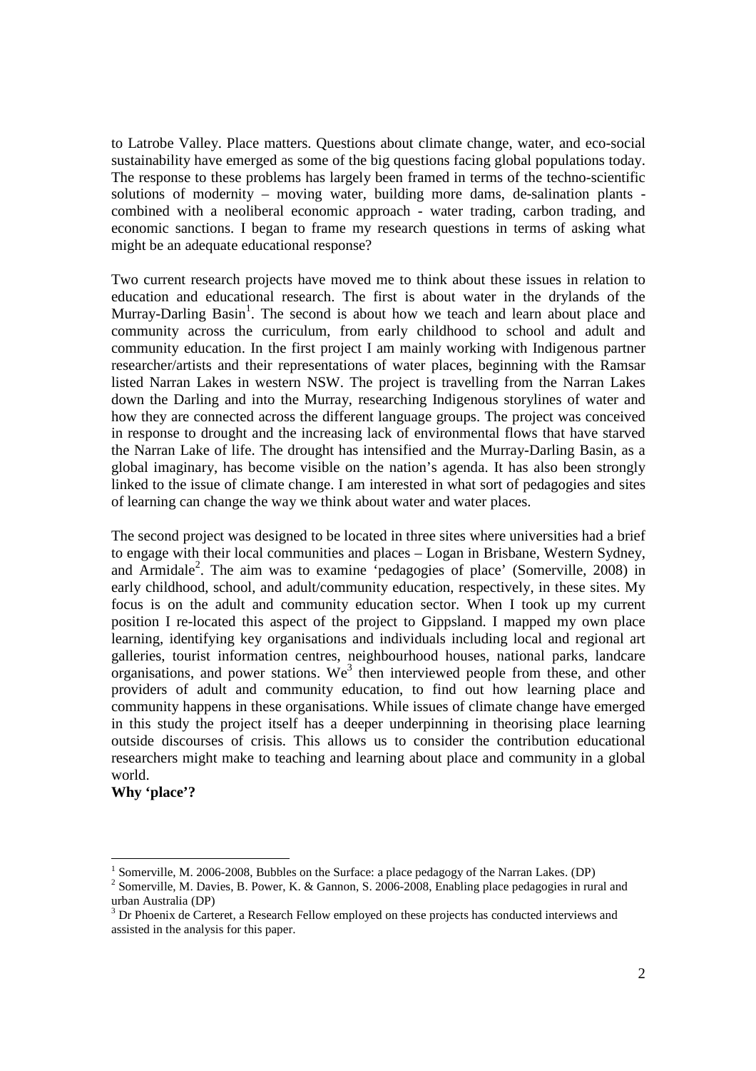to Latrobe Valley. Place matters. Questions about climate change, water, and eco-social sustainability have emerged as some of the big questions facing global populations today. The response to these problems has largely been framed in terms of the techno-scientific solutions of modernity – moving water, building more dams, de-salination plants - combined with a neoliberal economic approach - water trading, carbon trading, and economic sanctions. I began to frame my research questions in terms of asking what might be an adequate educational response?

Two current research projects have moved me to think about these issues in relation to education and educational research. The first is about water in the drylands of the Murray-Darling Basin[1]. The second is about how we teach and learn about place and community across the curriculum, from early childhood to school and adult and community education. In the first project I am mainly working with Indigenous partner researcher/artists and their representations of water places, beginning with the Ramsar listed Narran Lakes in western NSW. The project is travelling from the Narran Lakes down the Darling and into the Murray, researching Indigenous storylines of water and how they are connected across the different language groups. The project was conceived in response to drought and the increasing lack of environmental flows that have starved the Narran Lake of life. The drought has intensified and the Murray-Darling Basin, as a global imaginary, has become visible on the nation's agenda. It has also been strongly linked to the issue of climate change. I am interested in what sort of pedagogies and sites of learning can change the way we think about water and water places.

The second project was designed to be located in three sites where universities had a brief to engage with their local communities and places – Logan in Brisbane, Western Sydney, and Armidale[2]. The aim was to examine 'pedagogies of place' (Somerville, 2008) in early childhood, school, and adult/community education, respectively, in these sites. My focus is on the adult and community education sector. When I took up my current position I re-located this aspect of the project to Gippsland. I mapped my own place learning, identifying key organisations and individuals including local and regional art galleries, tourist information centres, neighbourhood houses, national parks, landcare organisations, and power stations. We[3] then interviewed people from these, and other providers of adult and community education, to find out how learning place and community happens in these organisations. While issues of climate change have emerged in this study the project itself has a deeper underpinning in theorising place learning outside discourses of crisis. This allows us to consider the contribution educational researchers might make to teaching and learning about place and community in a global world.

**Why 'place'?**

---

[1] Somerville, M. 2006-2008, Bubbles on the Surface: a place pedagogy of the Narran Lakes. (DP)

[2] Somerville, M. Davies, B. Power, K. & Gannon, S. 2006-2008, Enabling place pedagogies in rural and urban Australia (DP)

[3] Dr Phoenix de Carteret, a Research Fellow employed on these projects has conducted interviews and assisted in the analysis for this paper.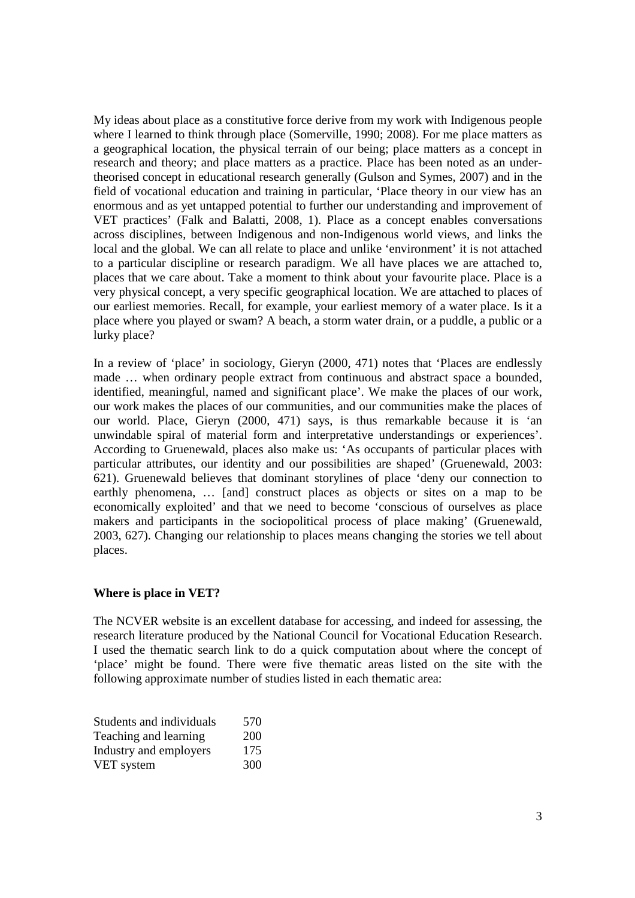My ideas about place as a constitutive force derive from my work with Indigenous people where I learned to think through place (Somerville, 1990; 2008). For me place matters as a geographical location, the physical terrain of our being; place matters as a concept in research and theory; and place matters as a practice. Place has been noted as an under-theorised concept in educational research generally (Gulson and Symes, 2007) and in the field of vocational education and training in particular, 'Place theory in our view has an enormous and as yet untapped potential to further our understanding and improvement of VET practices' (Falk and Balatti, 2008, 1). Place as a concept enables conversations across disciplines, between Indigenous and non-Indigenous world views, and links the local and the global. We can all relate to place and unlike 'environment' it is not attached to a particular discipline or research paradigm. We all have places we are attached to, places that we care about. Take a moment to think about your favourite place. Place is a very physical concept, a very specific geographical location. We are attached to places of our earliest memories. Recall, for example, your earliest memory of a water place. Is it a place where you played or swam? A beach, a storm water drain, or a puddle, a public or a lurky place?

In a review of 'place' in sociology, Gieryn (2000, 471) notes that 'Places are endlessly made … when ordinary people extract from continuous and abstract space a bounded, identified, meaningful, named and significant place'. We make the places of our work, our work makes the places of our communities, and our communities make the places of our world. Place, Gieryn (2000, 471) says, is thus remarkable because it is 'an unwindable spiral of material form and interpretative understandings or experiences'. According to Gruenewald, places also make us: 'As occupants of particular places with particular attributes, our identity and our possibilities are shaped' (Gruenewald, 2003: 621). Gruenewald believes that dominant storylines of place 'deny our connection to earthly phenomena, … [and] construct places as objects or sites on a map to be economically exploited' and that we need to become 'conscious of ourselves as place makers and participants in the sociopolitical process of place making' (Gruenewald, 2003, 627). Changing our relationship to places means changing the stories we tell about places.

**Where is place in VET?**

The NCVER website is an excellent database for accessing, and indeed for assessing, the research literature produced by the National Council for Vocational Education Research. I used the thematic search link to do a quick computation about where the concept of 'place' might be found. There were five thematic areas listed on the site with the following approximate number of studies listed in each thematic area:

| | |
|---|---|
| Students and individuals | 570 |
| Teaching and learning | 200 |
| Industry and employers | 175 |
| VET system | 300 |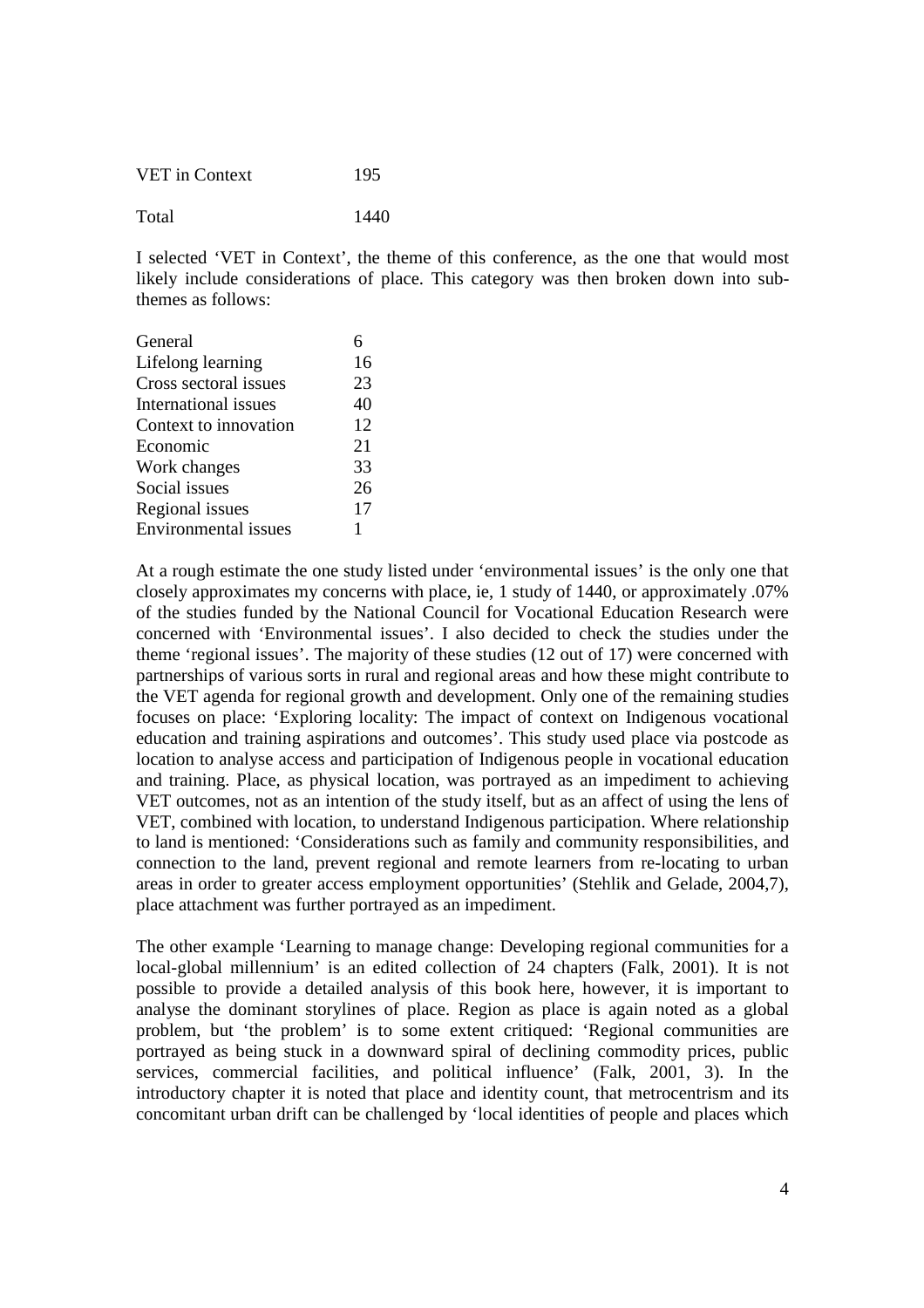| | |
|---|---|
| VET in Context | 195 |
| Total | 1440 |

I selected 'VET in Context', the theme of this conference, as the one that would most likely include considerations of place. This category was then broken down into sub-themes as follows:

| | |
|---|---|
| General | 6 |
| Lifelong learning | 16 |
| Cross sectoral issues | 23 |
| International issues | 40 |
| Context to innovation | 12 |
| Economic | 21 |
| Work changes | 33 |
| Social issues | 26 |
| Regional issues | 17 |
| Environmental issues | 1 |

At a rough estimate the one study listed under 'environmental issues' is the only one that closely approximates my concerns with place, ie, 1 study of 1440, or approximately .07% of the studies funded by the National Council for Vocational Education Research were concerned with 'Environmental issues'. I also decided to check the studies under the theme 'regional issues'. The majority of these studies (12 out of 17) were concerned with partnerships of various sorts in rural and regional areas and how these might contribute to the VET agenda for regional growth and development. Only one of the remaining studies focuses on place: 'Exploring locality: The impact of context on Indigenous vocational education and training aspirations and outcomes'. This study used place via postcode as location to analyse access and participation of Indigenous people in vocational education and training. Place, as physical location, was portrayed as an impediment to achieving VET outcomes, not as an intention of the study itself, but as an affect of using the lens of VET, combined with location, to understand Indigenous participation. Where relationship to land is mentioned: 'Considerations such as family and community responsibilities, and connection to the land, prevent regional and remote learners from re-locating to urban areas in order to greater access employment opportunities' (Stehlik and Gelade, 2004,7), place attachment was further portrayed as an impediment.

The other example 'Learning to manage change: Developing regional communities for a local-global millennium' is an edited collection of 24 chapters (Falk, 2001). It is not possible to provide a detailed analysis of this book here, however, it is important to analyse the dominant storylines of place. Region as place is again noted as a global problem, but 'the problem' is to some extent critiqued: 'Regional communities are portrayed as being stuck in a downward spiral of declining commodity prices, public services, commercial facilities, and political influence' (Falk, 2001, 3). In the introductory chapter it is noted that place and identity count, that metrocentrism and its concomitant urban drift can be challenged by 'local identities of people and places which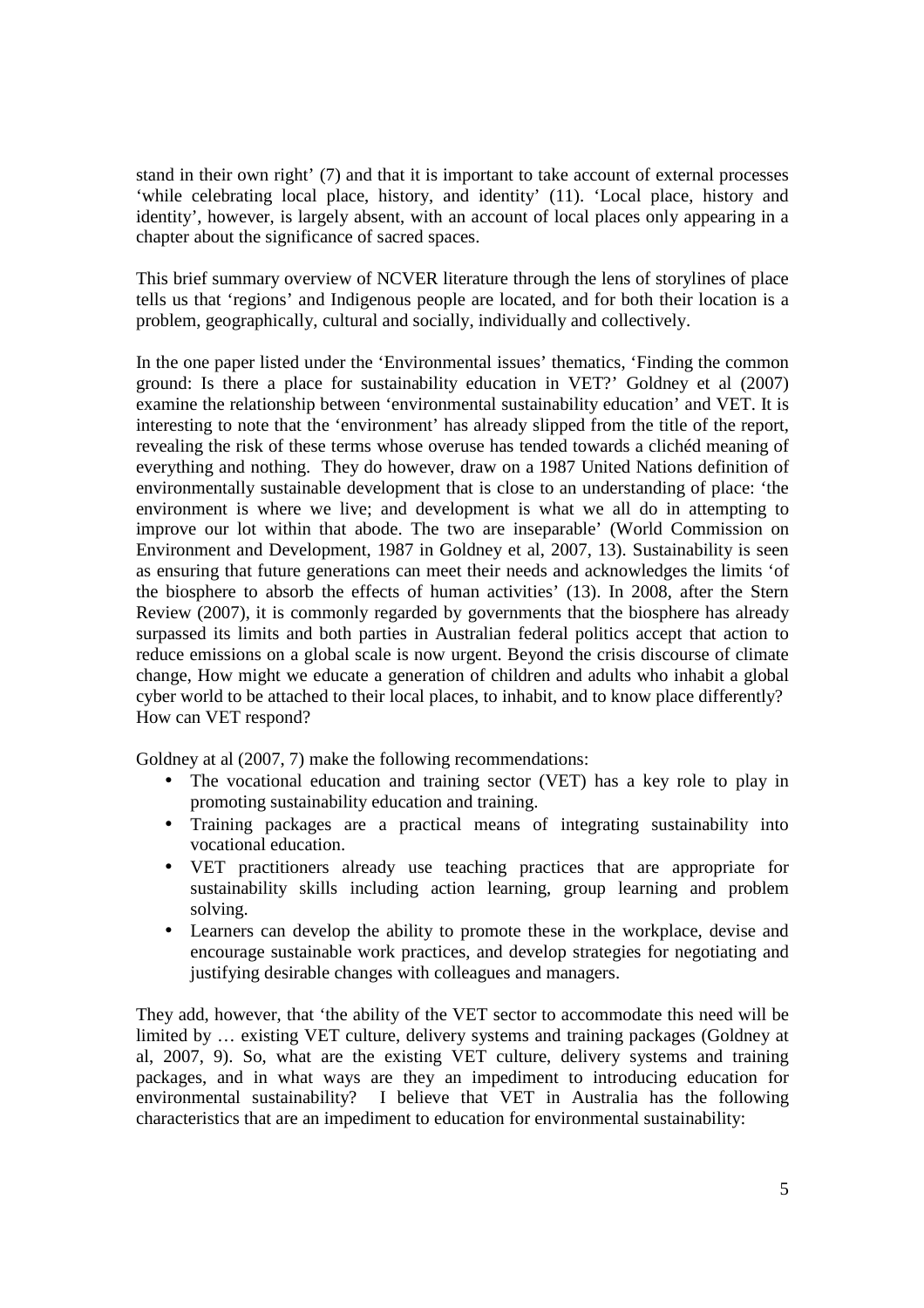stand in their own right' (7) and that it is important to take account of external processes 'while celebrating local place, history, and identity' (11). 'Local place, history and identity', however, is largely absent, with an account of local places only appearing in a chapter about the significance of sacred spaces.

This brief summary overview of NCVER literature through the lens of storylines of place tells us that 'regions' and Indigenous people are located, and for both their location is a problem, geographically, cultural and socially, individually and collectively.

In the one paper listed under the 'Environmental issues' thematics, 'Finding the common ground: Is there a place for sustainability education in VET?' Goldney et al (2007) examine the relationship between 'environmental sustainability education' and VET. It is interesting to note that the 'environment' has already slipped from the title of the report, revealing the risk of these terms whose overuse has tended towards a clichéd meaning of everything and nothing. They do however, draw on a 1987 United Nations definition of environmentally sustainable development that is close to an understanding of place: 'the environment is where we live; and development is what we all do in attempting to improve our lot within that abode. The two are inseparable' (World Commission on Environment and Development, 1987 in Goldney et al, 2007, 13). Sustainability is seen as ensuring that future generations can meet their needs and acknowledges the limits 'of the biosphere to absorb the effects of human activities' (13). In 2008, after the Stern Review (2007), it is commonly regarded by governments that the biosphere has already surpassed its limits and both parties in Australian federal politics accept that action to reduce emissions on a global scale is now urgent. Beyond the crisis discourse of climate change, How might we educate a generation of children and adults who inhabit a global cyber world to be attached to their local places, to inhabit, and to know place differently? How can VET respond?

Goldney at al (2007, 7) make the following recommendations:

- The vocational education and training sector (VET) has a key role to play in promoting sustainability education and training.
- Training packages are a practical means of integrating sustainability into vocational education.
- VET practitioners already use teaching practices that are appropriate for sustainability skills including action learning, group learning and problem solving.
- Learners can develop the ability to promote these in the workplace, devise and encourage sustainable work practices, and develop strategies for negotiating and justifying desirable changes with colleagues and managers.

They add, however, that 'the ability of the VET sector to accommodate this need will be limited by … existing VET culture, delivery systems and training packages (Goldney at al, 2007, 9). So, what are the existing VET culture, delivery systems and training packages, and in what ways are they an impediment to introducing education for environmental sustainability? I believe that VET in Australia has the following characteristics that are an impediment to education for environmental sustainability: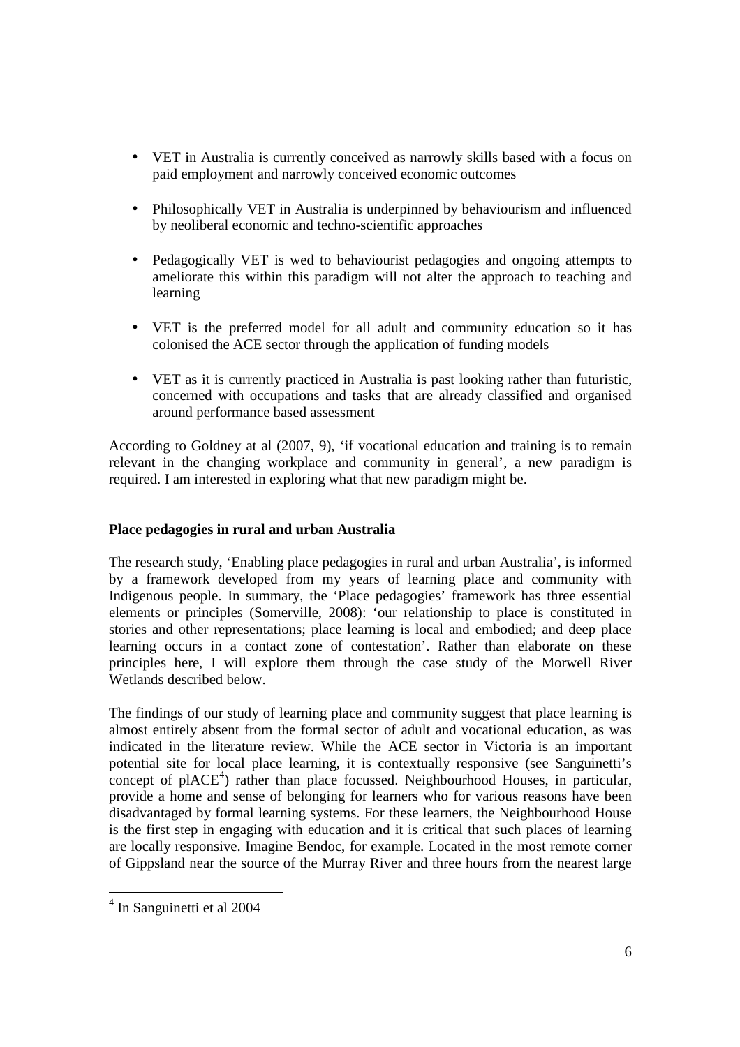- VET in Australia is currently conceived as narrowly skills based with a focus on paid employment and narrowly conceived economic outcomes

- Philosophically VET in Australia is underpinned by behaviourism and influenced by neoliberal economic and techno-scientific approaches

- Pedagogically VET is wed to behaviourist pedagogies and ongoing attempts to ameliorate this within this paradigm will not alter the approach to teaching and learning

- VET is the preferred model for all adult and community education so it has colonised the ACE sector through the application of funding models

- VET as it is currently practiced in Australia is past looking rather than futuristic, concerned with occupations and tasks that are already classified and organised around performance based assessment

According to Goldney at al (2007, 9), 'if vocational education and training is to remain relevant in the changing workplace and community in general', a new paradigm is required. I am interested in exploring what that new paradigm might be.

**Place pedagogies in rural and urban Australia**

The research study, 'Enabling place pedagogies in rural and urban Australia', is informed by a framework developed from my years of learning place and community with Indigenous people. In summary, the 'Place pedagogies' framework has three essential elements or principles (Somerville, 2008): 'our relationship to place is constituted in stories and other representations; place learning is local and embodied; and deep place learning occurs in a contact zone of contestation'. Rather than elaborate on these principles here, I will explore them through the case study of the Morwell River Wetlands described below.

The findings of our study of learning place and community suggest that place learning is almost entirely absent from the formal sector of adult and vocational education, as was indicated in the literature review. While the ACE sector in Victoria is an important potential site for local place learning, it is contextually responsive (see Sanguinetti's concept of plACE[4]) rather than place focussed. Neighbourhood Houses, in particular, provide a home and sense of belonging for learners who for various reasons have been disadvantaged by formal learning systems. For these learners, the Neighbourhood House is the first step in engaging with education and it is critical that such places of learning are locally responsive. Imagine Bendoc, for example. Located in the most remote corner of Gippsland near the source of the Murray River and three hours from the nearest large

[4] In Sanguinetti et al 2004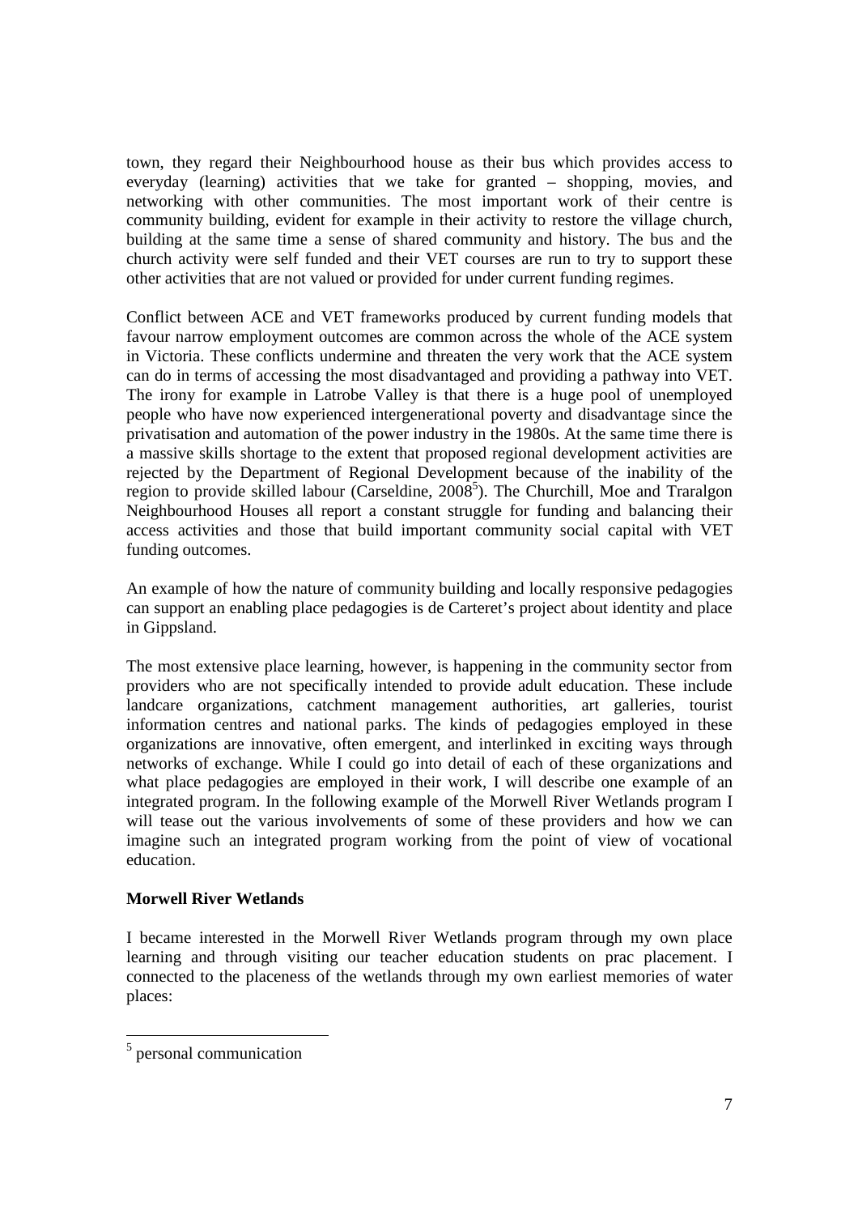town, they regard their Neighbourhood house as their bus which provides access to everyday (learning) activities that we take for granted – shopping, movies, and networking with other communities. The most important work of their centre is community building, evident for example in their activity to restore the village church, building at the same time a sense of shared community and history. The bus and the church activity were self funded and their VET courses are run to try to support these other activities that are not valued or provided for under current funding regimes.

Conflict between ACE and VET frameworks produced by current funding models that favour narrow employment outcomes are common across the whole of the ACE system in Victoria. These conflicts undermine and threaten the very work that the ACE system can do in terms of accessing the most disadvantaged and providing a pathway into VET. The irony for example in Latrobe Valley is that there is a huge pool of unemployed people who have now experienced intergenerational poverty and disadvantage since the privatisation and automation of the power industry in the 1980s. At the same time there is a massive skills shortage to the extent that proposed regional development activities are rejected by the Department of Regional Development because of the inability of the region to provide skilled labour (Carseldine, 2008[5]). The Churchill, Moe and Traralgon Neighbourhood Houses all report a constant struggle for funding and balancing their access activities and those that build important community social capital with VET funding outcomes.

An example of how the nature of community building and locally responsive pedagogies can support an enabling place pedagogies is de Carteret's project about identity and place in Gippsland.

The most extensive place learning, however, is happening in the community sector from providers who are not specifically intended to provide adult education. These include landcare organizations, catchment management authorities, art galleries, tourist information centres and national parks. The kinds of pedagogies employed in these organizations are innovative, often emergent, and interlinked in exciting ways through networks of exchange. While I could go into detail of each of these organizations and what place pedagogies are employed in their work, I will describe one example of an integrated program. In the following example of the Morwell River Wetlands program I will tease out the various involvements of some of these providers and how we can imagine such an integrated program working from the point of view of vocational education.

**Morwell River Wetlands**

I became interested in the Morwell River Wetlands program through my own place learning and through visiting our teacher education students on prac placement. I connected to the placeness of the wetlands through my own earliest memories of water places:

[5] personal communication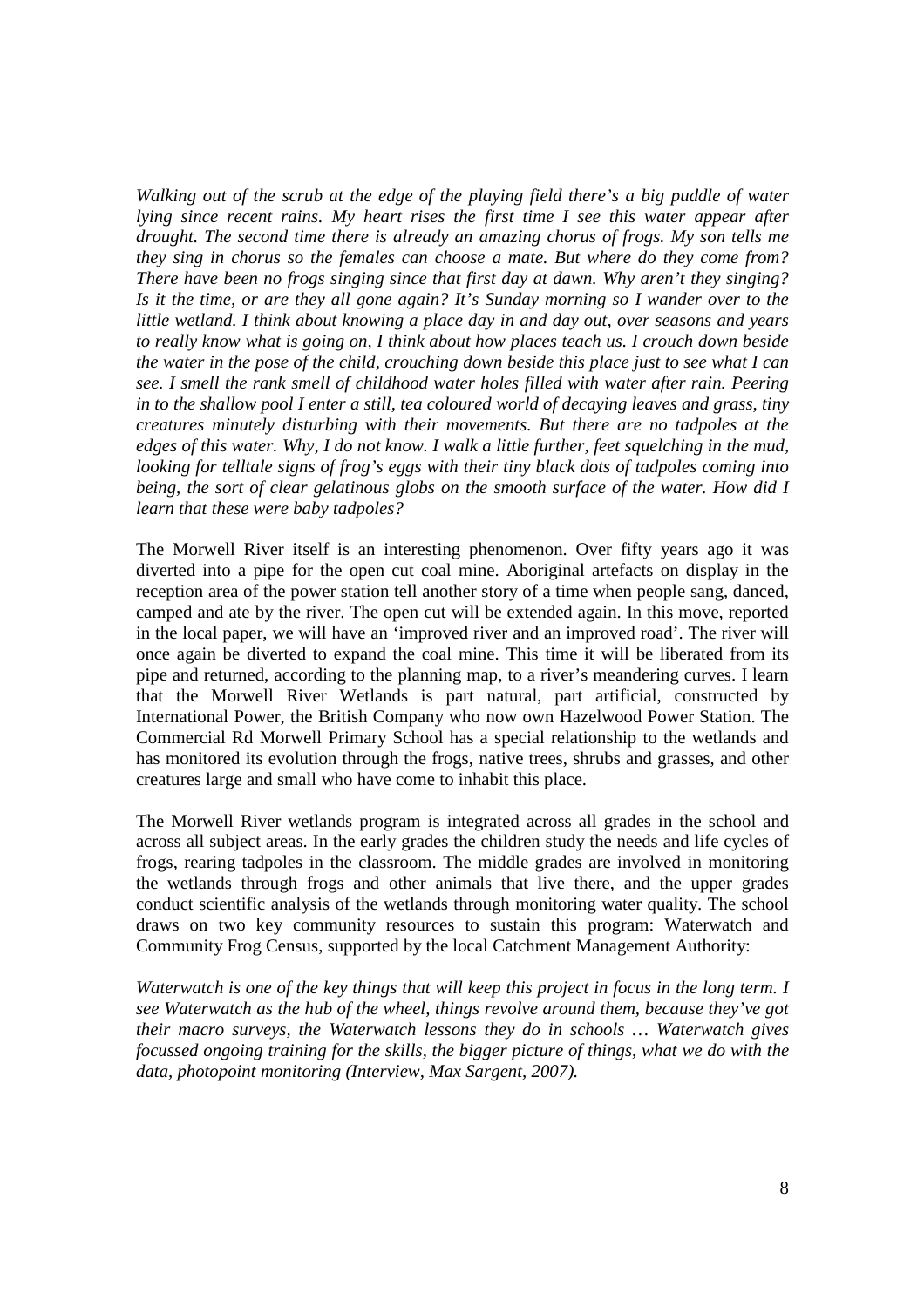*Walking out of the scrub at the edge of the playing field there's a big puddle of water lying since recent rains. My heart rises the first time I see this water appear after drought. The second time there is already an amazing chorus of frogs. My son tells me they sing in chorus so the females can choose a mate. But where do they come from? There have been no frogs singing since that first day at dawn. Why aren't they singing? Is it the time, or are they all gone again? It's Sunday morning so I wander over to the little wetland. I think about knowing a place day in and day out, over seasons and years to really know what is going on, I think about how places teach us. I crouch down beside the water in the pose of the child, crouching down beside this place just to see what I can see. I smell the rank smell of childhood water holes filled with water after rain. Peering in to the shallow pool I enter a still, tea coloured world of decaying leaves and grass, tiny creatures minutely disturbing with their movements. But there are no tadpoles at the edges of this water. Why, I do not know. I walk a little further, feet squelching in the mud, looking for telltale signs of frog's eggs with their tiny black dots of tadpoles coming into being, the sort of clear gelatinous globs on the smooth surface of the water. How did I learn that these were baby tadpoles?*

The Morwell River itself is an interesting phenomenon. Over fifty years ago it was diverted into a pipe for the open cut coal mine. Aboriginal artefacts on display in the reception area of the power station tell another story of a time when people sang, danced, camped and ate by the river. The open cut will be extended again. In this move, reported in the local paper, we will have an 'improved river and an improved road'. The river will once again be diverted to expand the coal mine. This time it will be liberated from its pipe and returned, according to the planning map, to a river's meandering curves. I learn that the Morwell River Wetlands is part natural, part artificial, constructed by International Power, the British Company who now own Hazelwood Power Station. The Commercial Rd Morwell Primary School has a special relationship to the wetlands and has monitored its evolution through the frogs, native trees, shrubs and grasses, and other creatures large and small who have come to inhabit this place.

The Morwell River wetlands program is integrated across all grades in the school and across all subject areas. In the early grades the children study the needs and life cycles of frogs, rearing tadpoles in the classroom. The middle grades are involved in monitoring the wetlands through frogs and other animals that live there, and the upper grades conduct scientific analysis of the wetlands through monitoring water quality. The school draws on two key community resources to sustain this program: Waterwatch and Community Frog Census, supported by the local Catchment Management Authority:

*Waterwatch is one of the key things that will keep this project in focus in the long term. I see Waterwatch as the hub of the wheel, things revolve around them, because they've got their macro surveys, the Waterwatch lessons they do in schools … Waterwatch gives focussed ongoing training for the skills, the bigger picture of things, what we do with the data, photopoint monitoring (Interview, Max Sargent, 2007).*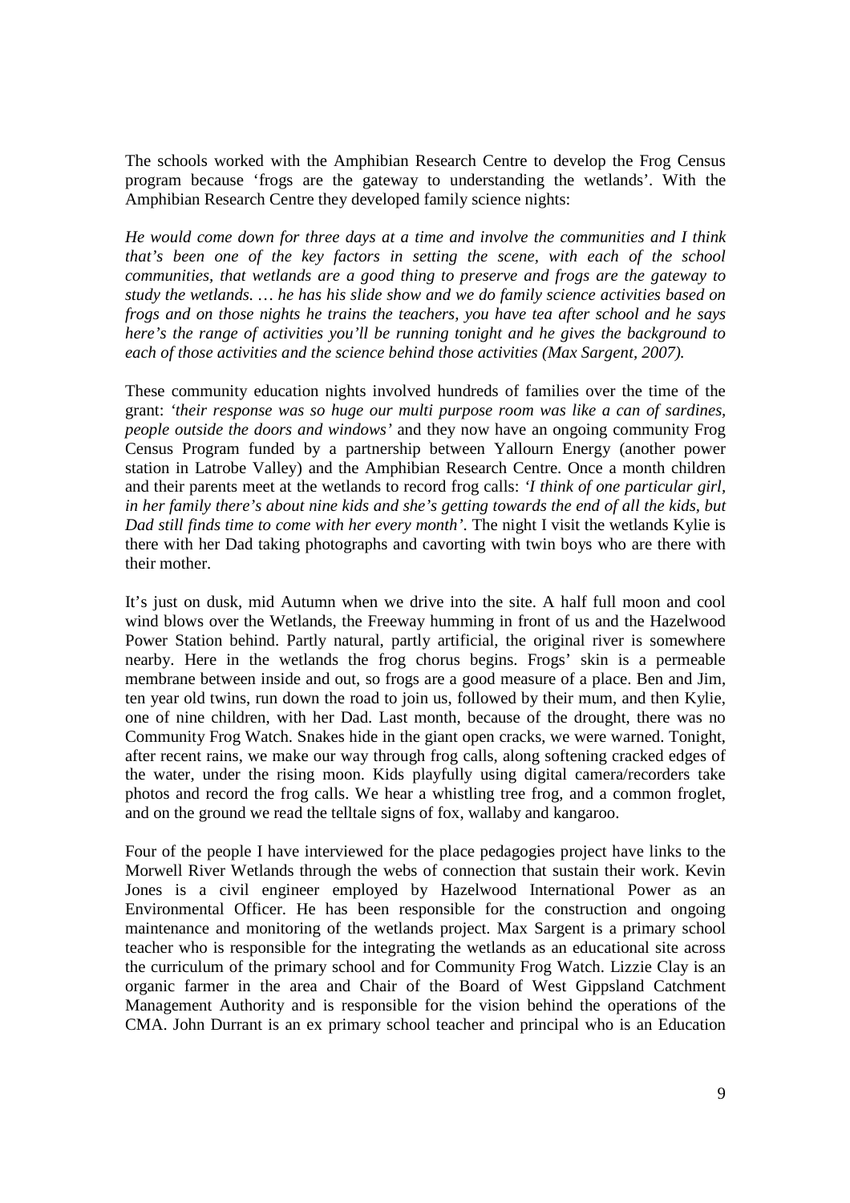The schools worked with the Amphibian Research Centre to develop the Frog Census program because 'frogs are the gateway to understanding the wetlands'. With the Amphibian Research Centre they developed family science nights:

*He would come down for three days at a time and involve the communities and I think that's been one of the key factors in setting the scene, with each of the school communities, that wetlands are a good thing to preserve and frogs are the gateway to study the wetlands. … he has his slide show and we do family science activities based on frogs and on those nights he trains the teachers, you have tea after school and he says here's the range of activities you'll be running tonight and he gives the background to each of those activities and the science behind those activities (Max Sargent, 2007).*

These community education nights involved hundreds of families over the time of the grant: *'their response was so huge our multi purpose room was like a can of sardines, people outside the doors and windows'* and they now have an ongoing community Frog Census Program funded by a partnership between Yallourn Energy (another power station in Latrobe Valley) and the Amphibian Research Centre. Once a month children and their parents meet at the wetlands to record frog calls: *'I think of one particular girl, in her family there's about nine kids and she's getting towards the end of all the kids, but Dad still finds time to come with her every month'.* The night I visit the wetlands Kylie is there with her Dad taking photographs and cavorting with twin boys who are there with their mother.

It's just on dusk, mid Autumn when we drive into the site. A half full moon and cool wind blows over the Wetlands, the Freeway humming in front of us and the Hazelwood Power Station behind. Partly natural, partly artificial, the original river is somewhere nearby. Here in the wetlands the frog chorus begins. Frogs' skin is a permeable membrane between inside and out, so frogs are a good measure of a place. Ben and Jim, ten year old twins, run down the road to join us, followed by their mum, and then Kylie, one of nine children, with her Dad. Last month, because of the drought, there was no Community Frog Watch. Snakes hide in the giant open cracks, we were warned. Tonight, after recent rains, we make our way through frog calls, along softening cracked edges of the water, under the rising moon. Kids playfully using digital camera/recorders take photos and record the frog calls. We hear a whistling tree frog, and a common froglet, and on the ground we read the telltale signs of fox, wallaby and kangaroo.

Four of the people I have interviewed for the place pedagogies project have links to the Morwell River Wetlands through the webs of connection that sustain their work. Kevin Jones is a civil engineer employed by Hazelwood International Power as an Environmental Officer. He has been responsible for the construction and ongoing maintenance and monitoring of the wetlands project. Max Sargent is a primary school teacher who is responsible for the integrating the wetlands as an educational site across the curriculum of the primary school and for Community Frog Watch. Lizzie Clay is an organic farmer in the area and Chair of the Board of West Gippsland Catchment Management Authority and is responsible for the vision behind the operations of the CMA. John Durrant is an ex primary school teacher and principal who is an Education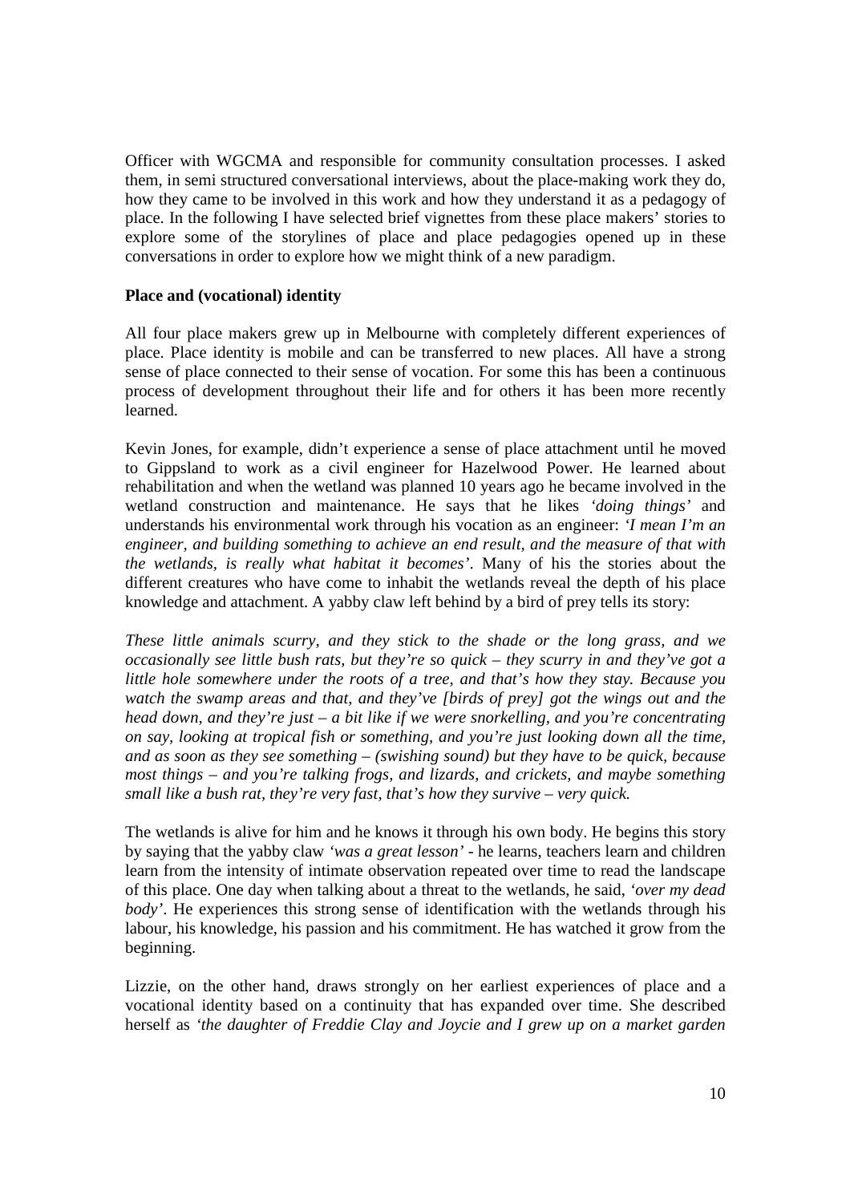Officer with WGCMA and responsible for community consultation processes. I asked them, in semi structured conversational interviews, about the place-making work they do, how they came to be involved in this work and how they understand it as a pedagogy of place. In the following I have selected brief vignettes from these place makers' stories to explore some of the storylines of place and place pedagogies opened up in these conversations in order to explore how we might think of a new paradigm.

**Place and (vocational) identity**

All four place makers grew up in Melbourne with completely different experiences of place. Place identity is mobile and can be transferred to new places. All have a strong sense of place connected to their sense of vocation. For some this has been a continuous process of development throughout their life and for others it has been more recently learned.

Kevin Jones, for example, didn't experience a sense of place attachment until he moved to Gippsland to work as a civil engineer for Hazelwood Power. He learned about rehabilitation and when the wetland was planned 10 years ago he became involved in the wetland construction and maintenance. He says that he likes *'doing things'* and understands his environmental work through his vocation as an engineer: *'I mean I'm an engineer, and building something to achieve an end result, and the measure of that with the wetlands, is really what habitat it becomes'*. Many of his the stories about the different creatures who have come to inhabit the wetlands reveal the depth of his place knowledge and attachment. A yabby claw left behind by a bird of prey tells its story:

*These little animals scurry, and they stick to the shade or the long grass, and we occasionally see little bush rats, but they're so quick – they scurry in and they've got a little hole somewhere under the roots of a tree, and that's how they stay. Because you watch the swamp areas and that, and they've [birds of prey] got the wings out and the head down, and they're just – a bit like if we were snorkelling, and you're concentrating on say, looking at tropical fish or something, and you're just looking down all the time, and as soon as they see something – (swishing sound) but they have to be quick, because most things – and you're talking frogs, and lizards, and crickets, and maybe something small like a bush rat, they're very fast, that's how they survive – very quick.*

The wetlands is alive for him and he knows it through his own body. He begins this story by saying that the yabby claw *'was a great lesson'* - he learns, teachers learn and children learn from the intensity of intimate observation repeated over time to read the landscape of this place. One day when talking about a threat to the wetlands, he said, *'over my dead body'*. He experiences this strong sense of identification with the wetlands through his labour, his knowledge, his passion and his commitment. He has watched it grow from the beginning.

Lizzie, on the other hand, draws strongly on her earliest experiences of place and a vocational identity based on a continuity that has expanded over time. She described herself as *'the daughter of Freddie Clay and Joycie and I grew up on a market garden*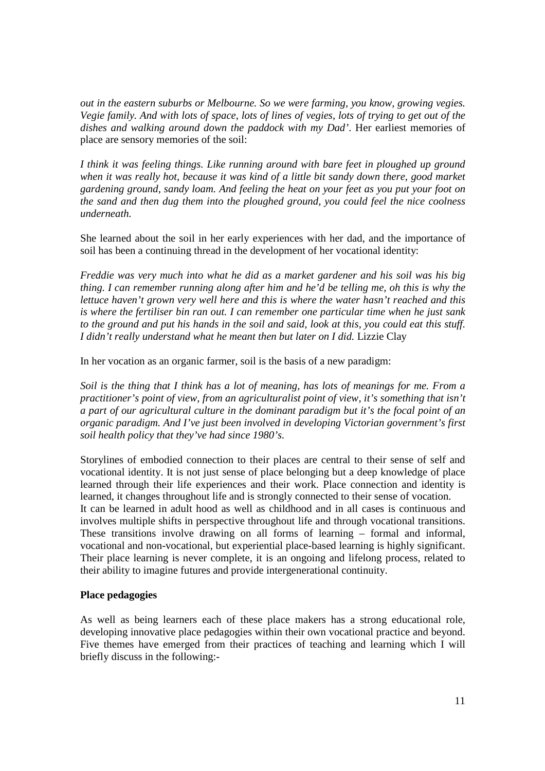*out in the eastern suburbs or Melbourne. So we were farming, you know, growing vegies. Vegie family. And with lots of space, lots of lines of vegies, lots of trying to get out of the dishes and walking around down the paddock with my Dad'*. Her earliest memories of place are sensory memories of the soil:

*I think it was feeling things. Like running around with bare feet in ploughed up ground when it was really hot, because it was kind of a little bit sandy down there, good market gardening ground, sandy loam. And feeling the heat on your feet as you put your foot on the sand and then dug them into the ploughed ground, you could feel the nice coolness underneath.*

She learned about the soil in her early experiences with her dad, and the importance of soil has been a continuing thread in the development of her vocational identity:

*Freddie was very much into what he did as a market gardener and his soil was his big thing. I can remember running along after him and he'd be telling me, oh this is why the lettuce haven't grown very well here and this is where the water hasn't reached and this is where the fertiliser bin ran out. I can remember one particular time when he just sank to the ground and put his hands in the soil and said, look at this, you could eat this stuff. I didn't really understand what he meant then but later on I did.* Lizzie Clay

In her vocation as an organic farmer, soil is the basis of a new paradigm:

*Soil is the thing that I think has a lot of meaning, has lots of meanings for me. From a practitioner's point of view, from an agriculturalist point of view, it's something that isn't a part of our agricultural culture in the dominant paradigm but it's the focal point of an organic paradigm. And I've just been involved in developing Victorian government's first soil health policy that they've had since 1980's.*

Storylines of embodied connection to their places are central to their sense of self and vocational identity. It is not just sense of place belonging but a deep knowledge of place learned through their life experiences and their work. Place connection and identity is learned, it changes throughout life and is strongly connected to their sense of vocation. It can be learned in adult hood as well as childhood and in all cases is continuous and involves multiple shifts in perspective throughout life and through vocational transitions. These transitions involve drawing on all forms of learning – formal and informal, vocational and non-vocational, but experiential place-based learning is highly significant. Their place learning is never complete, it is an ongoing and lifelong process, related to their ability to imagine futures and provide intergenerational continuity.

**Place pedagogies**

As well as being learners each of these place makers has a strong educational role, developing innovative place pedagogies within their own vocational practice and beyond. Five themes have emerged from their practices of teaching and learning which I will briefly discuss in the following:-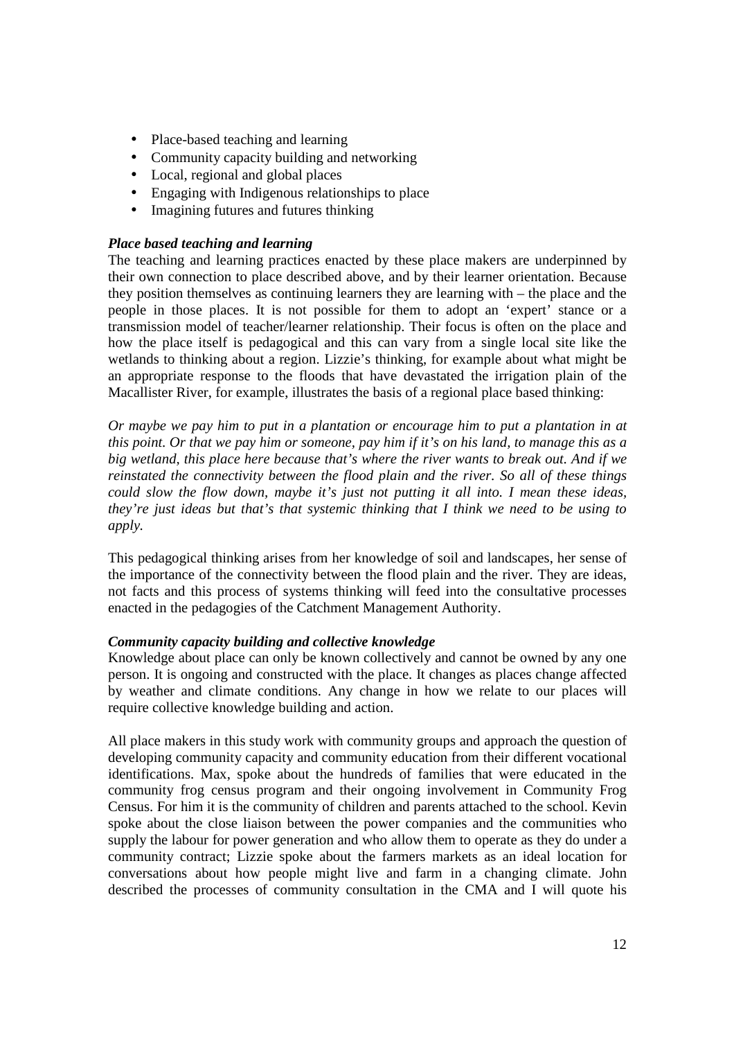- Place-based teaching and learning
- Community capacity building and networking
- Local, regional and global places
- Engaging with Indigenous relationships to place
- Imagining futures and futures thinking

***Place based teaching and learning***

The teaching and learning practices enacted by these place makers are underpinned by their own connection to place described above, and by their learner orientation. Because they position themselves as continuing learners they are learning with – the place and the people in those places. It is not possible for them to adopt an 'expert' stance or a transmission model of teacher/learner relationship. Their focus is often on the place and how the place itself is pedagogical and this can vary from a single local site like the wetlands to thinking about a region. Lizzie's thinking, for example about what might be an appropriate response to the floods that have devastated the irrigation plain of the Macallister River, for example, illustrates the basis of a regional place based thinking:

*Or maybe we pay him to put in a plantation or encourage him to put a plantation in at this point. Or that we pay him or someone, pay him if it's on his land, to manage this as a big wetland, this place here because that's where the river wants to break out. And if we reinstated the connectivity between the flood plain and the river. So all of these things could slow the flow down, maybe it's just not putting it all into. I mean these ideas, they're just ideas but that's that systemic thinking that I think we need to be using to apply.*

This pedagogical thinking arises from her knowledge of soil and landscapes, her sense of the importance of the connectivity between the flood plain and the river. They are ideas, not facts and this process of systems thinking will feed into the consultative processes enacted in the pedagogies of the Catchment Management Authority.

***Community capacity building and collective knowledge***

Knowledge about place can only be known collectively and cannot be owned by any one person. It is ongoing and constructed with the place. It changes as places change affected by weather and climate conditions. Any change in how we relate to our places will require collective knowledge building and action.

All place makers in this study work with community groups and approach the question of developing community capacity and community education from their different vocational identifications. Max, spoke about the hundreds of families that were educated in the community frog census program and their ongoing involvement in Community Frog Census. For him it is the community of children and parents attached to the school. Kevin spoke about the close liaison between the power companies and the communities who supply the labour for power generation and who allow them to operate as they do under a community contract; Lizzie spoke about the farmers markets as an ideal location for conversations about how people might live and farm in a changing climate. John described the processes of community consultation in the CMA and I will quote his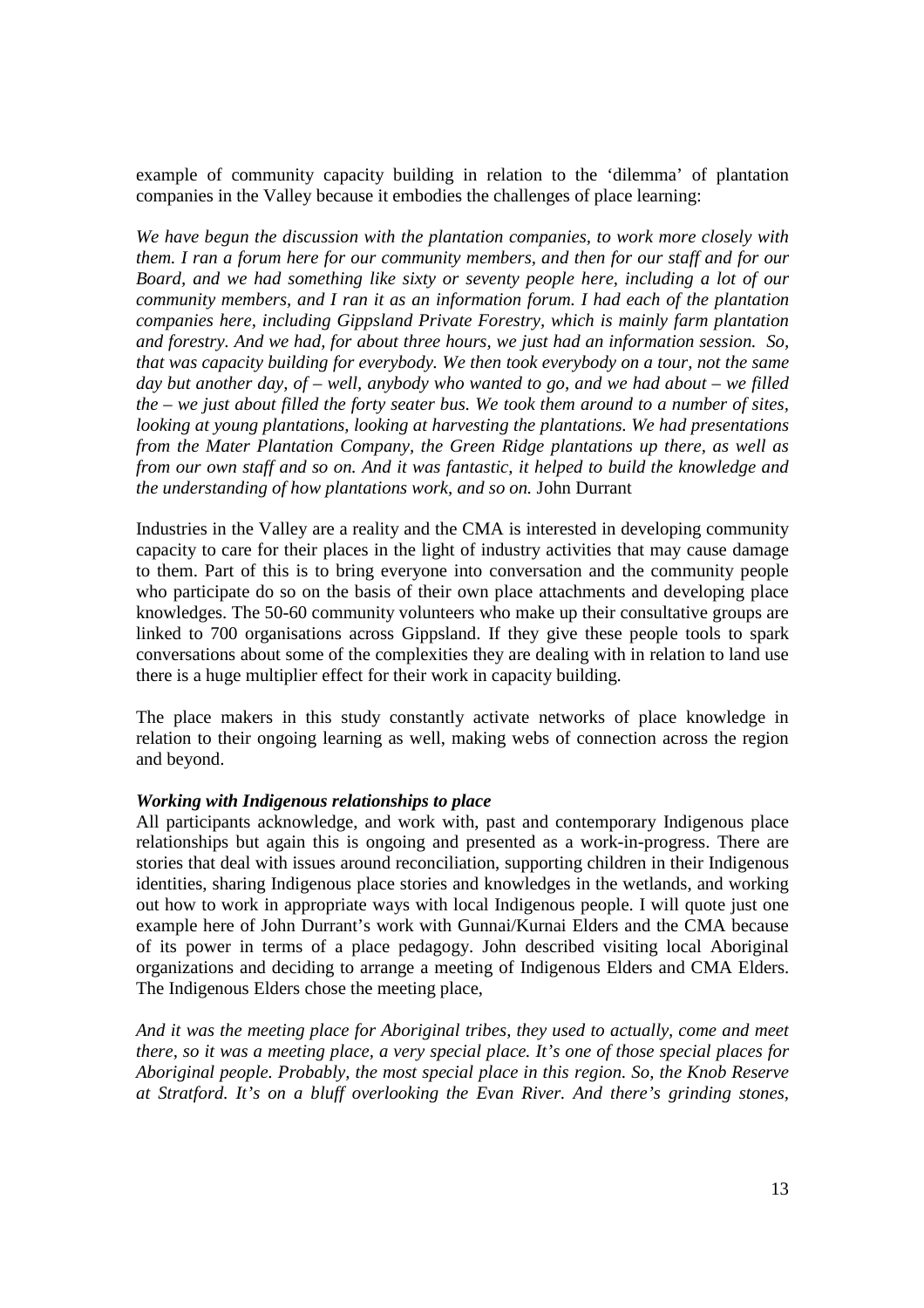example of community capacity building in relation to the 'dilemma' of plantation companies in the Valley because it embodies the challenges of place learning:

*We have begun the discussion with the plantation companies, to work more closely with them. I ran a forum here for our community members, and then for our staff and for our Board, and we had something like sixty or seventy people here, including a lot of our community members, and I ran it as an information forum. I had each of the plantation companies here, including Gippsland Private Forestry, which is mainly farm plantation and forestry. And we had, for about three hours, we just had an information session. So, that was capacity building for everybody. We then took everybody on a tour, not the same day but another day, of – well, anybody who wanted to go, and we had about – we filled the – we just about filled the forty seater bus. We took them around to a number of sites, looking at young plantations, looking at harvesting the plantations. We had presentations from the Mater Plantation Company, the Green Ridge plantations up there, as well as from our own staff and so on. And it was fantastic, it helped to build the knowledge and the understanding of how plantations work, and so on.* John Durrant

Industries in the Valley are a reality and the CMA is interested in developing community capacity to care for their places in the light of industry activities that may cause damage to them. Part of this is to bring everyone into conversation and the community people who participate do so on the basis of their own place attachments and developing place knowledges. The 50-60 community volunteers who make up their consultative groups are linked to 700 organisations across Gippsland. If they give these people tools to spark conversations about some of the complexities they are dealing with in relation to land use there is a huge multiplier effect for their work in capacity building.

The place makers in this study constantly activate networks of place knowledge in relation to their ongoing learning as well, making webs of connection across the region and beyond.

***Working with Indigenous relationships to place***

All participants acknowledge, and work with, past and contemporary Indigenous place relationships but again this is ongoing and presented as a work-in-progress. There are stories that deal with issues around reconciliation, supporting children in their Indigenous identities, sharing Indigenous place stories and knowledges in the wetlands, and working out how to work in appropriate ways with local Indigenous people. I will quote just one example here of John Durrant's work with Gunnai/Kurnai Elders and the CMA because of its power in terms of a place pedagogy. John described visiting local Aboriginal organizations and deciding to arrange a meeting of Indigenous Elders and CMA Elders. The Indigenous Elders chose the meeting place,

*And it was the meeting place for Aboriginal tribes, they used to actually, come and meet there, so it was a meeting place, a very special place. It's one of those special places for Aboriginal people. Probably, the most special place in this region. So, the Knob Reserve at Stratford. It's on a bluff overlooking the Evan River. And there's grinding stones,*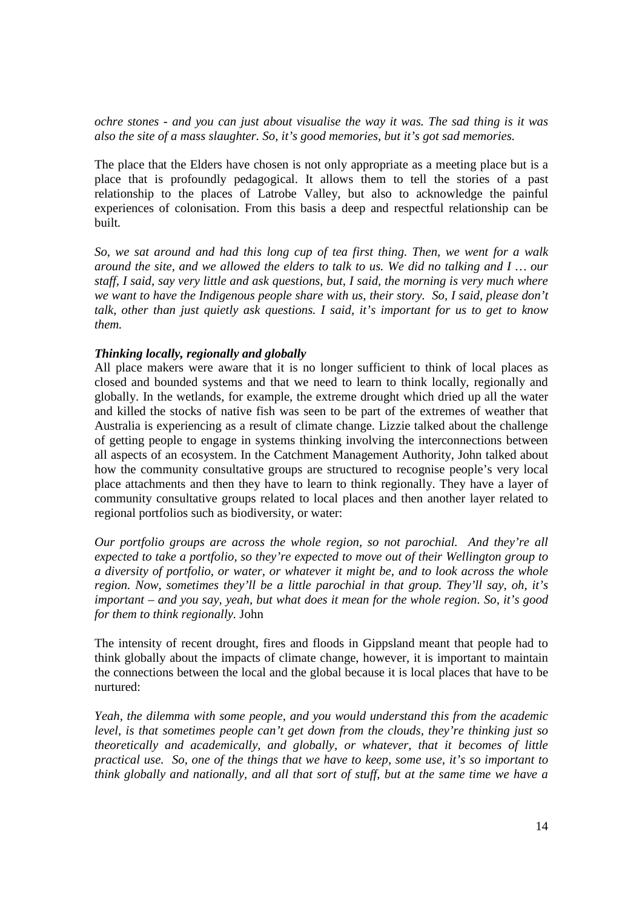*ochre stones - and you can just about visualise the way it was. The sad thing is it was also the site of a mass slaughter. So, it's good memories, but it's got sad memories.*

The place that the Elders have chosen is not only appropriate as a meeting place but is a place that is profoundly pedagogical. It allows them to tell the stories of a past relationship to the places of Latrobe Valley, but also to acknowledge the painful experiences of colonisation. From this basis a deep and respectful relationship can be built.

*So, we sat around and had this long cup of tea first thing. Then, we went for a walk around the site, and we allowed the elders to talk to us. We did no talking and I … our staff, I said, say very little and ask questions, but, I said, the morning is very much where we want to have the Indigenous people share with us, their story. So, I said, please don't talk, other than just quietly ask questions. I said, it's important for us to get to know them.*

***Thinking locally, regionally and globally***

All place makers were aware that it is no longer sufficient to think of local places as closed and bounded systems and that we need to learn to think locally, regionally and globally. In the wetlands, for example, the extreme drought which dried up all the water and killed the stocks of native fish was seen to be part of the extremes of weather that Australia is experiencing as a result of climate change. Lizzie talked about the challenge of getting people to engage in systems thinking involving the interconnections between all aspects of an ecosystem. In the Catchment Management Authority, John talked about how the community consultative groups are structured to recognise people's very local place attachments and then they have to learn to think regionally. They have a layer of community consultative groups related to local places and then another layer related to regional portfolios such as biodiversity, or water:

*Our portfolio groups are across the whole region, so not parochial. And they're all expected to take a portfolio, so they're expected to move out of their Wellington group to a diversity of portfolio, or water, or whatever it might be, and to look across the whole region. Now, sometimes they'll be a little parochial in that group. They'll say, oh, it's important – and you say, yeah, but what does it mean for the whole region. So, it's good for them to think regionally.* John

The intensity of recent drought, fires and floods in Gippsland meant that people had to think globally about the impacts of climate change, however, it is important to maintain the connections between the local and the global because it is local places that have to be nurtured:

*Yeah, the dilemma with some people, and you would understand this from the academic level, is that sometimes people can't get down from the clouds, they're thinking just so theoretically and academically, and globally, or whatever, that it becomes of little practical use. So, one of the things that we have to keep, some use, it's so important to think globally and nationally, and all that sort of stuff, but at the same time we have a*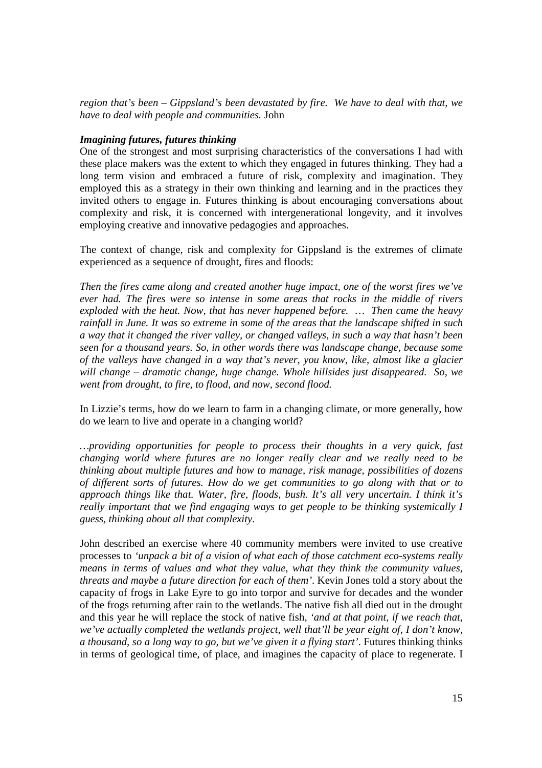*region that's been – Gippsland's been devastated by fire. We have to deal with that, we have to deal with people and communities.* John

***Imagining futures, futures thinking***

One of the strongest and most surprising characteristics of the conversations I had with these place makers was the extent to which they engaged in futures thinking. They had a long term vision and embraced a future of risk, complexity and imagination. They employed this as a strategy in their own thinking and learning and in the practices they invited others to engage in. Futures thinking is about encouraging conversations about complexity and risk, it is concerned with intergenerational longevity, and it involves employing creative and innovative pedagogies and approaches.

The context of change, risk and complexity for Gippsland is the extremes of climate experienced as a sequence of drought, fires and floods:

*Then the fires came along and created another huge impact, one of the worst fires we've ever had. The fires were so intense in some areas that rocks in the middle of rivers exploded with the heat. Now, that has never happened before. … Then came the heavy rainfall in June. It was so extreme in some of the areas that the landscape shifted in such a way that it changed the river valley, or changed valleys, in such a way that hasn't been seen for a thousand years. So, in other words there was landscape change, because some of the valleys have changed in a way that's never, you know, like, almost like a glacier will change – dramatic change, huge change. Whole hillsides just disappeared. So, we went from drought, to fire, to flood, and now, second flood.*

In Lizzie's terms, how do we learn to farm in a changing climate, or more generally, how do we learn to live and operate in a changing world?

*…providing opportunities for people to process their thoughts in a very quick, fast changing world where futures are no longer really clear and we really need to be thinking about multiple futures and how to manage, risk manage, possibilities of dozens of different sorts of futures. How do we get communities to go along with that or to approach things like that. Water, fire, floods, bush. It's all very uncertain. I think it's really important that we find engaging ways to get people to be thinking systemically I guess, thinking about all that complexity.*

John described an exercise where 40 community members were invited to use creative processes to *'unpack a bit of a vision of what each of those catchment eco-systems really means in terms of values and what they value, what they think the community values, threats and maybe a future direction for each of them'*. Kevin Jones told a story about the capacity of frogs in Lake Eyre to go into torpor and survive for decades and the wonder of the frogs returning after rain to the wetlands. The native fish all died out in the drought and this year he will replace the stock of native fish, *'and at that point, if we reach that, we've actually completed the wetlands project, well that'll be year eight of, I don't know, a thousand, so a long way to go, but we've given it a flying start'*. Futures thinking thinks in terms of geological time, of place, and imagines the capacity of place to regenerate. I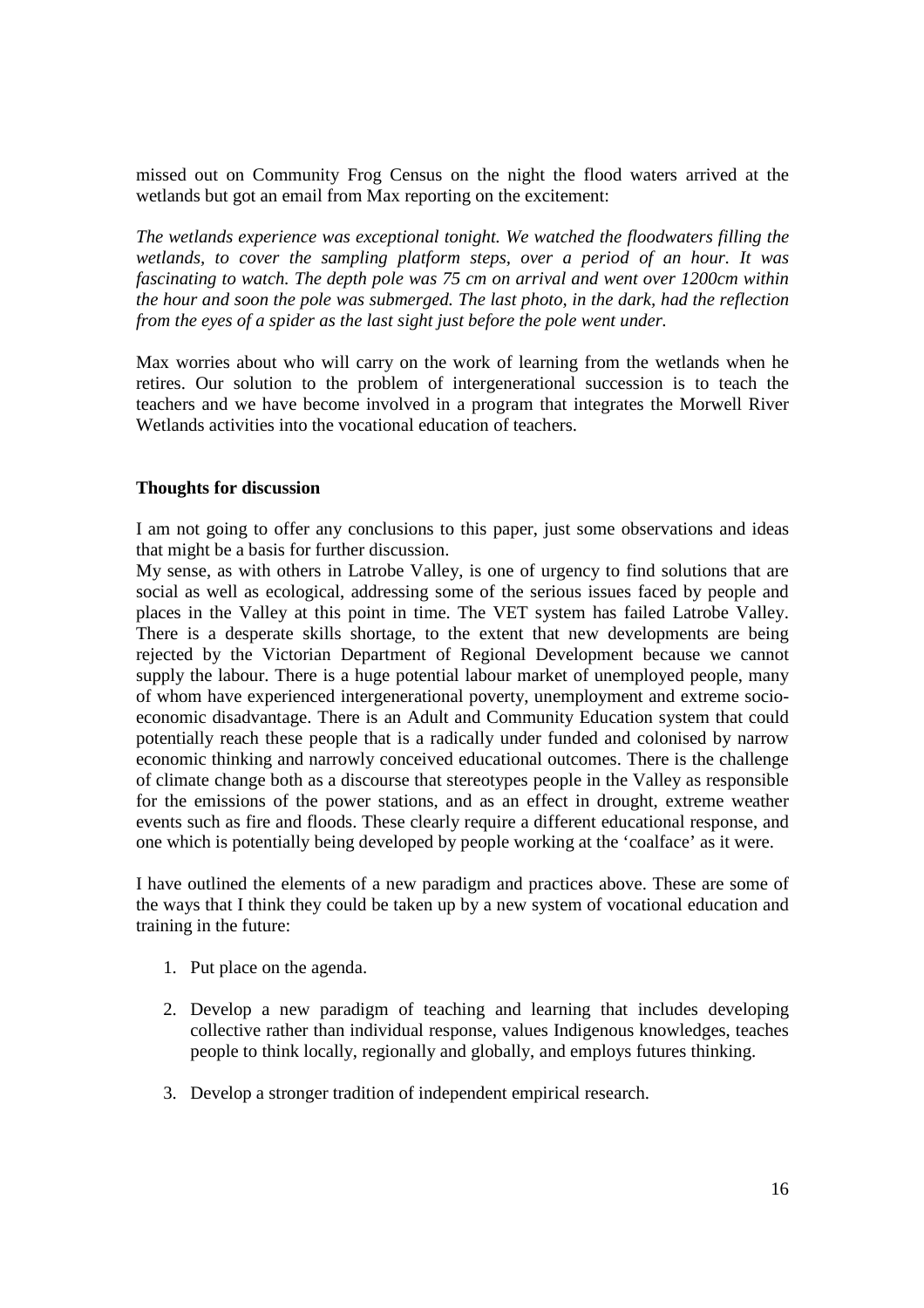missed out on Community Frog Census on the night the flood waters arrived at the wetlands but got an email from Max reporting on the excitement:

*The wetlands experience was exceptional tonight. We watched the floodwaters filling the wetlands, to cover the sampling platform steps, over a period of an hour. It was fascinating to watch. The depth pole was 75 cm on arrival and went over 1200cm within the hour and soon the pole was submerged. The last photo, in the dark, had the reflection from the eyes of a spider as the last sight just before the pole went under.*

Max worries about who will carry on the work of learning from the wetlands when he retires. Our solution to the problem of intergenerational succession is to teach the teachers and we have become involved in a program that integrates the Morwell River Wetlands activities into the vocational education of teachers.

**Thoughts for discussion**

I am not going to offer any conclusions to this paper, just some observations and ideas that might be a basis for further discussion.

My sense, as with others in Latrobe Valley, is one of urgency to find solutions that are social as well as ecological, addressing some of the serious issues faced by people and places in the Valley at this point in time. The VET system has failed Latrobe Valley. There is a desperate skills shortage, to the extent that new developments are being rejected by the Victorian Department of Regional Development because we cannot supply the labour. There is a huge potential labour market of unemployed people, many of whom have experienced intergenerational poverty, unemployment and extreme socio-economic disadvantage. There is an Adult and Community Education system that could potentially reach these people that is a radically under funded and colonised by narrow economic thinking and narrowly conceived educational outcomes. There is the challenge of climate change both as a discourse that stereotypes people in the Valley as responsible for the emissions of the power stations, and as an effect in drought, extreme weather events such as fire and floods. These clearly require a different educational response, and one which is potentially being developed by people working at the 'coalface' as it were.

I have outlined the elements of a new paradigm and practices above. These are some of the ways that I think they could be taken up by a new system of vocational education and training in the future:

1. Put place on the agenda.

2. Develop a new paradigm of teaching and learning that includes developing collective rather than individual response, values Indigenous knowledges, teaches people to think locally, regionally and globally, and employs futures thinking.

3. Develop a stronger tradition of independent empirical research.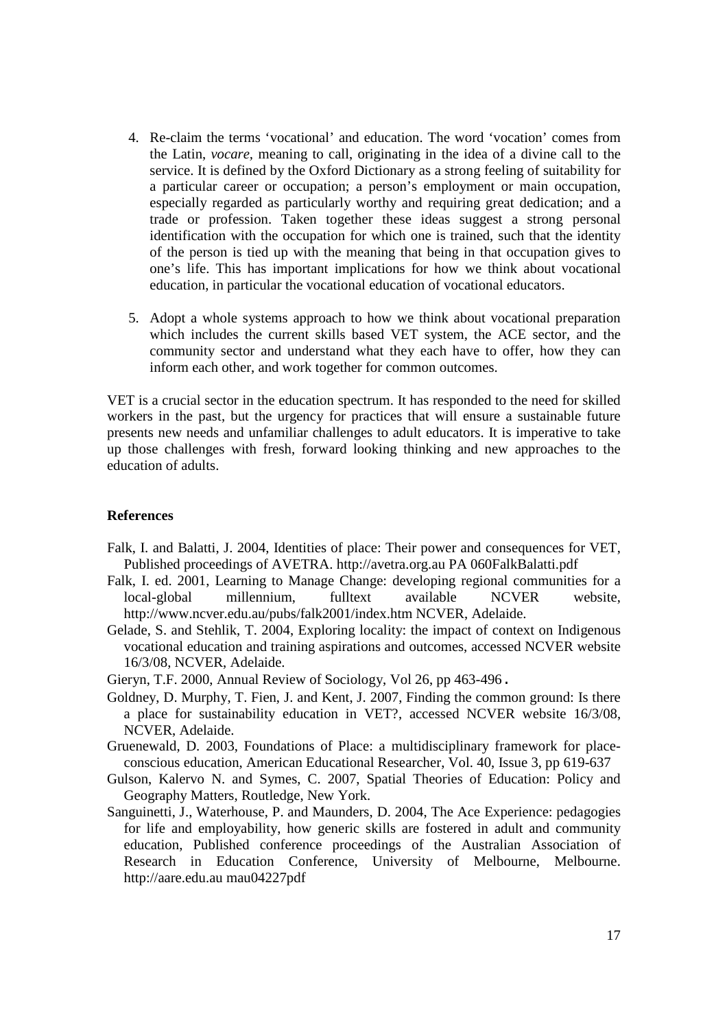4. Re-claim the terms 'vocational' and education. The word 'vocation' comes from the Latin, *vocare*, meaning to call, originating in the idea of a divine call to the service. It is defined by the Oxford Dictionary as a strong feeling of suitability for a particular career or occupation; a person's employment or main occupation, especially regarded as particularly worthy and requiring great dedication; and a trade or profession. Taken together these ideas suggest a strong personal identification with the occupation for which one is trained, such that the identity of the person is tied up with the meaning that being in that occupation gives to one's life. This has important implications for how we think about vocational education, in particular the vocational education of vocational educators.

5. Adopt a whole systems approach to how we think about vocational preparation which includes the current skills based VET system, the ACE sector, and the community sector and understand what they each have to offer, how they can inform each other, and work together for common outcomes.

VET is a crucial sector in the education spectrum. It has responded to the need for skilled workers in the past, but the urgency for practices that will ensure a sustainable future presents new needs and unfamiliar challenges to adult educators. It is imperative to take up those challenges with fresh, forward looking thinking and new approaches to the education of adults.

**References**

Falk, I. and Balatti, J. 2004, Identities of place: Their power and consequences for VET, Published proceedings of AVETRA. http://avetra.org.au PA 060FalkBalatti.pdf

Falk, I. ed. 2001, Learning to Manage Change: developing regional communities for a local-global millennium, fulltext available NCVER website, http://www.ncver.edu.au/pubs/falk2001/index.htm NCVER, Adelaide.

Gelade, S. and Stehlik, T. 2004, Exploring locality: the impact of context on Indigenous vocational education and training aspirations and outcomes, accessed NCVER website 16/3/08, NCVER, Adelaide.

Gieryn, T.F. 2000, Annual Review of Sociology, Vol 26, pp 463-496.

Goldney, D. Murphy, T. Fien, J. and Kent, J. 2007, Finding the common ground: Is there a place for sustainability education in VET?, accessed NCVER website 16/3/08, NCVER, Adelaide.

Gruenewald, D. 2003, Foundations of Place: a multidisciplinary framework for place-conscious education, American Educational Researcher, Vol. 40, Issue 3, pp 619-637

Gulson, Kalervo N. and Symes, C. 2007, Spatial Theories of Education: Policy and Geography Matters, Routledge, New York.

Sanguinetti, J., Waterhouse, P. and Maunders, D. 2004, The Ace Experience: pedagogies for life and employability, how generic skills are fostered in adult and community education, Published conference proceedings of the Australian Association of Research in Education Conference, University of Melbourne, Melbourne. http://aare.edu.au mau04227pdf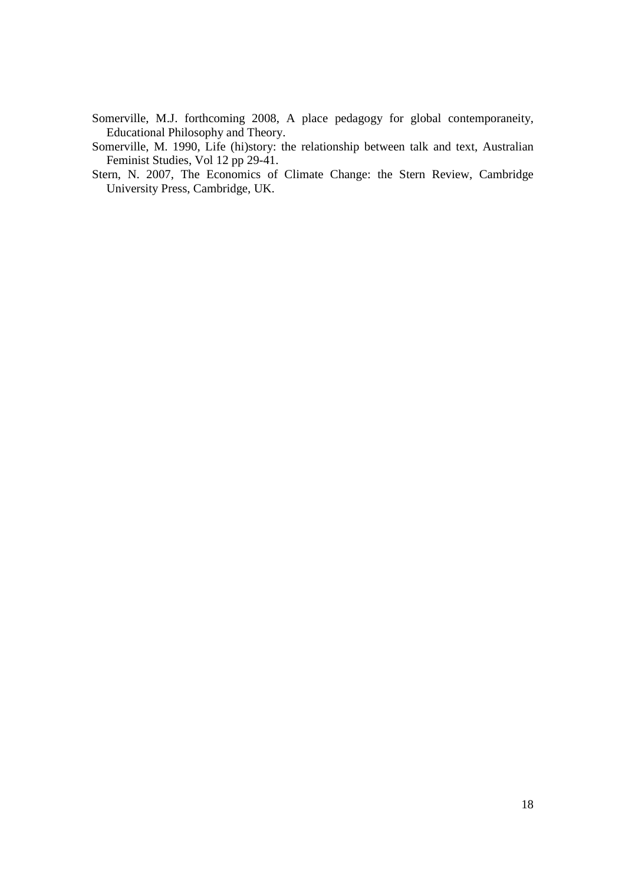Somerville, M.J. forthcoming 2008, A place pedagogy for global contemporaneity, Educational Philosophy and Theory.

Somerville, M. 1990, Life (hi)story: the relationship between talk and text, Australian Feminist Studies, Vol 12 pp 29-41.

Stern, N. 2007, The Economics of Climate Change: the Stern Review, Cambridge University Press, Cambridge, UK.